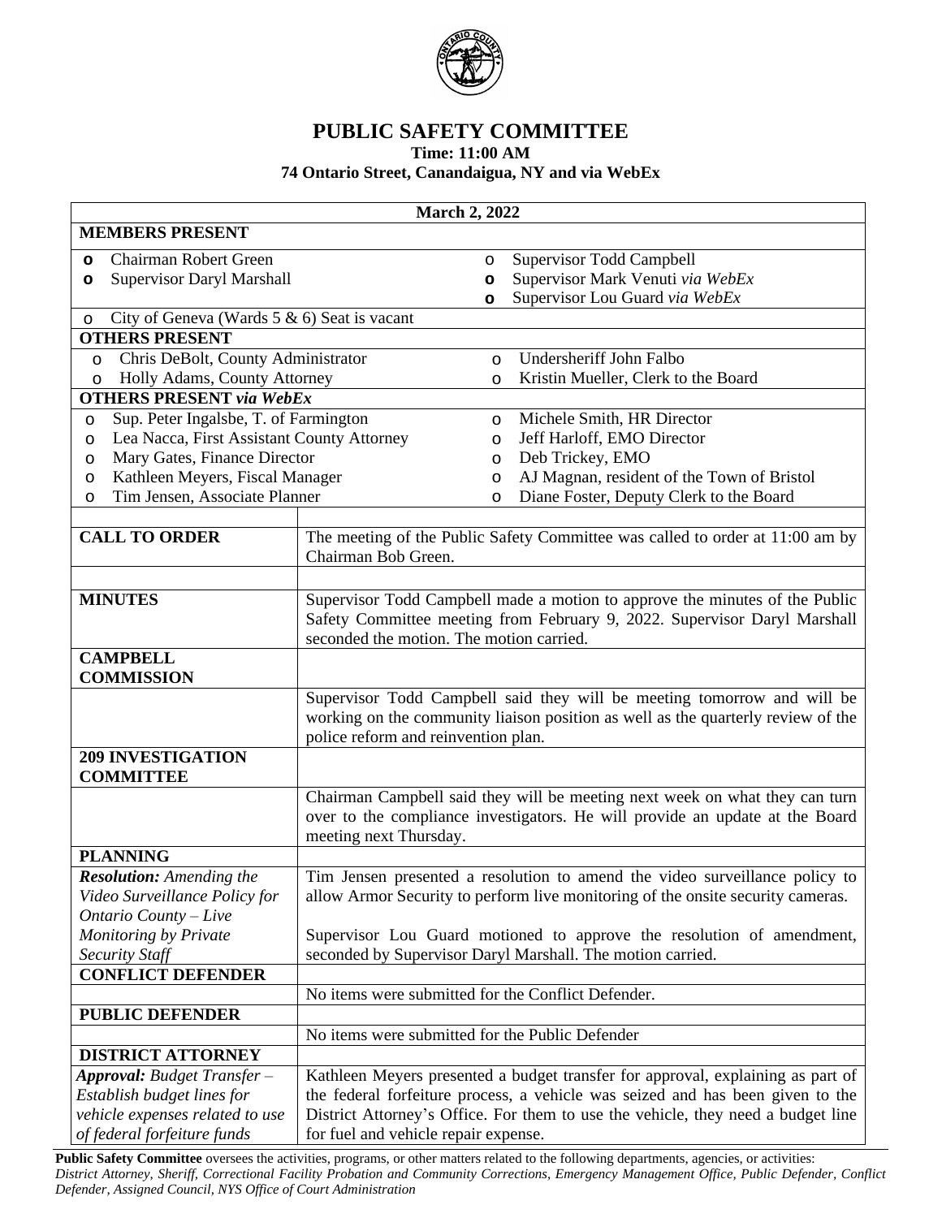# PUBLIC SAFETY COMMITTEE

**Time: 11:00 AM**

**74 Ontario Street, Canandaigua, NY and via WebEx**

**March 2, 2022**

**MEMBERS PRESENT**

- Chairman Robert Green
- Supervisor Daryl Marshall
- Supervisor Todd Campbell
- Supervisor Mark Venuti *via WebEx*
- Supervisor Lou Guard *via WebEx*
- City of Geneva (Wards 5 & 6) Seat is vacant

**OTHERS PRESENT**

- Chris DeBolt, County Administrator
- Holly Adams, County Attorney
- Undersheriff John Falbo
- Kristin Mueller, Clerk to the Board

**OTHERS PRESENT *via WebEx***

- Sup. Peter Ingalsbe, T. of Farmington
- Lea Nacca, First Assistant County Attorney
- Mary Gates, Finance Director
- Kathleen Meyers, Fiscal Manager
- Tim Jensen, Associate Planner
- Michele Smith, HR Director
- Jeff Harloff, EMO Director
- Deb Trickey, EMO
- AJ Magnan, resident of the Town of Bristol
- Diane Foster, Deputy Clerk to the Board

| | |
|---|---|
| **CALL TO ORDER** | The meeting of the Public Safety Committee was called to order at 11:00 am by Chairman Bob Green. |
| **MINUTES** | Supervisor Todd Campbell made a motion to approve the minutes of the Public Safety Committee meeting from February 9, 2022. Supervisor Daryl Marshall seconded the motion. The motion carried. |
| **CAMPBELL COMMISSION** | |
| | Supervisor Todd Campbell said they will be meeting tomorrow and will be working on the community liaison position as well as the quarterly review of the police reform and reinvention plan. |
| **209 INVESTIGATION COMMITTEE** | |
| | Chairman Campbell said they will be meeting next week on what they can turn over to the compliance investigators. He will provide an update at the Board meeting next Thursday. |
| **PLANNING** | |
| ***Resolution:** Amending the Video Surveillance Policy for Ontario County – Live Monitoring by Private Security Staff* | Tim Jensen presented a resolution to amend the video surveillance policy to allow Armor Security to perform live monitoring of the onsite security cameras.<br><br>Supervisor Lou Guard motioned to approve the resolution of amendment, seconded by Supervisor Daryl Marshall. The motion carried. |
| **CONFLICT DEFENDER** | |
| | No items were submitted for the Conflict Defender. |
| **PUBLIC DEFENDER** | |
| | No items were submitted for the Public Defender |
| **DISTRICT ATTORNEY** | |
| ***Approval:** Budget Transfer – Establish budget lines for vehicle expenses related to use of federal forfeiture funds* | Kathleen Meyers presented a budget transfer for approval, explaining as part of the federal forfeiture process, a vehicle was seized and has been given to the District Attorney's Office. For them to use the vehicle, they need a budget line for fuel and vehicle repair expense. |

**Public Safety Committee** oversees the activities, programs, or other matters related to the following departments, agencies, or activities: *District Attorney, Sheriff, Correctional Facility Probation and Community Corrections, Emergency Management Office, Public Defender, Conflict Defender, Assigned Council, NYS Office of Court Administration*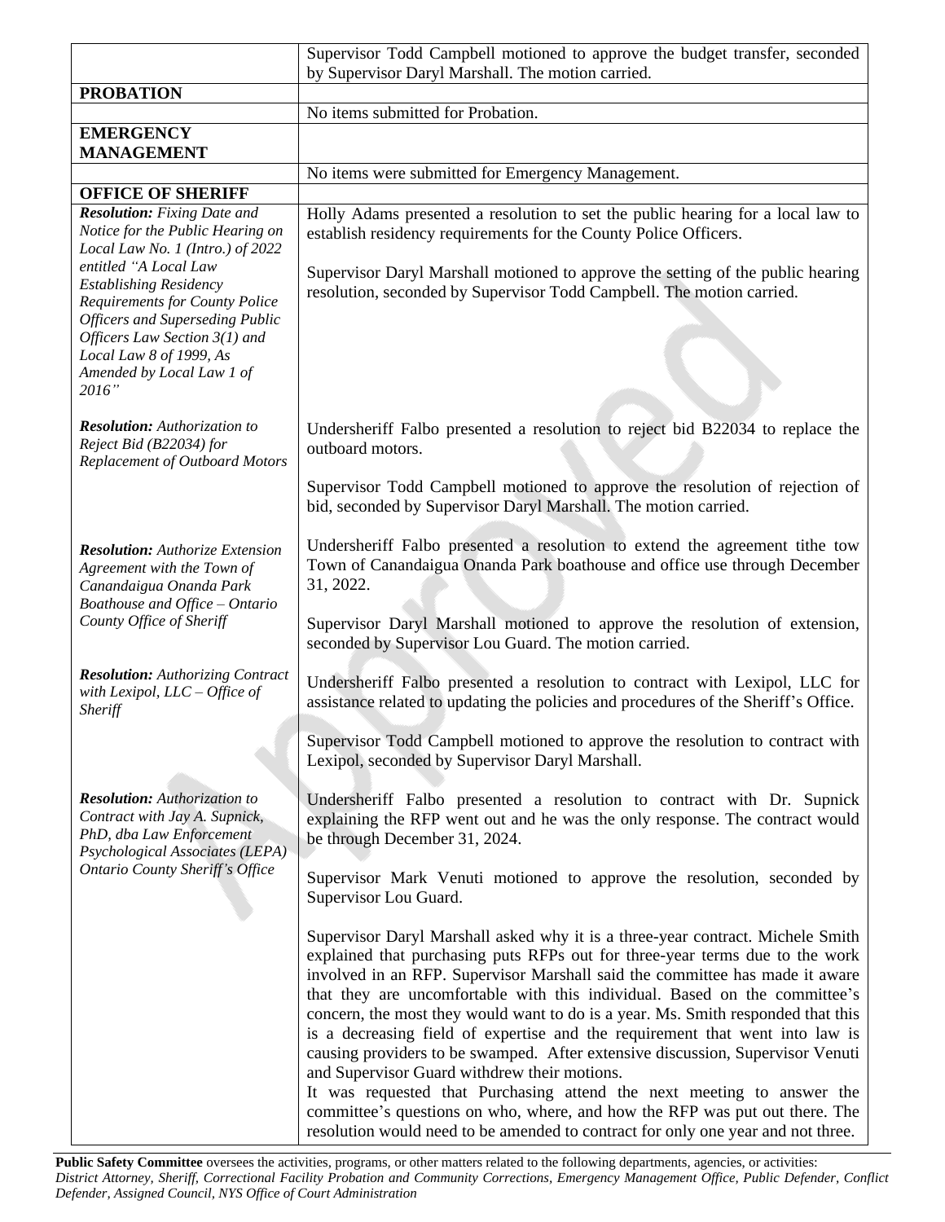| | |
|---|---|
| | Supervisor Todd Campbell motioned to approve the budget transfer, seconded by Supervisor Daryl Marshall. The motion carried. |
| **PROBATION** | |
| | No items submitted for Probation. |
| **EMERGENCY MANAGEMENT** | |
| | No items were submitted for Emergency Management. |
| **OFFICE OF SHERIFF** | |
| ***Resolution:*** *Fixing Date and Notice for the Public Hearing on Local Law No. 1 (Intro.) of 2022 entitled "A Local Law Establishing Residency Requirements for County Police Officers and Superseding Public Officers Law Section 3(1) and Local Law 8 of 1999, As Amended by Local Law 1 of 2016"* | Holly Adams presented a resolution to set the public hearing for a local law to establish residency requirements for the County Police Officers.<br><br>Supervisor Daryl Marshall motioned to approve the setting of the public hearing resolution, seconded by Supervisor Todd Campbell. The motion carried. |
| ***Resolution:*** *Authorization to Reject Bid (B22034) for Replacement of Outboard Motors* | Undersheriff Falbo presented a resolution to reject bid B22034 to replace the outboard motors.<br><br>Supervisor Todd Campbell motioned to approve the resolution of rejection of bid, seconded by Supervisor Daryl Marshall. The motion carried. |
| ***Resolution:*** *Authorize Extension Agreement with the Town of Canandaigua Onanda Park Boathouse and Office – Ontario County Office of Sheriff* | Undersheriff Falbo presented a resolution to extend the agreement tithe tow Town of Canandaigua Onanda Park boathouse and office use through December 31, 2022.<br><br>Supervisor Daryl Marshall motioned to approve the resolution of extension, seconded by Supervisor Lou Guard. The motion carried. |
| ***Resolution:*** *Authorizing Contract with Lexipol, LLC – Office of Sheriff* | Undersheriff Falbo presented a resolution to contract with Lexipol, LLC for assistance related to updating the policies and procedures of the Sheriff's Office.<br><br>Supervisor Todd Campbell motioned to approve the resolution to contract with Lexipol, seconded by Supervisor Daryl Marshall. |
| ***Resolution:*** *Authorization to Contract with Jay A. Supnick, PhD, dba Law Enforcement Psychological Associates (LEPA) Ontario County Sheriff's Office* | Undersheriff Falbo presented a resolution to contract with Dr. Supnick explaining the RFP went out and he was the only response. The contract would be through December 31, 2024.<br><br>Supervisor Mark Venuti motioned to approve the resolution, seconded by Supervisor Lou Guard.<br><br>Supervisor Daryl Marshall asked why it is a three-year contract. Michele Smith explained that purchasing puts RFPs out for three-year terms due to the work involved in an RFP. Supervisor Marshall said the committee has made it aware that they are uncomfortable with this individual. Based on the committee's concern, the most they would want to do is a year. Ms. Smith responded that this is a decreasing field of expertise and the requirement that went into law is causing providers to be swamped. After extensive discussion, Supervisor Venuti and Supervisor Guard withdrew their motions.<br>It was requested that Purchasing attend the next meeting to answer the committee's questions on who, where, and how the RFP was put out there. The resolution would need to be amended to contract for only one year and not three. |

**Public Safety Committee** oversees the activities, programs, or other matters related to the following departments, agencies, or activities: *District Attorney, Sheriff, Correctional Facility Probation and Community Corrections, Emergency Management Office, Public Defender, Conflict Defender, Assigned Council, NYS Office of Court Administration*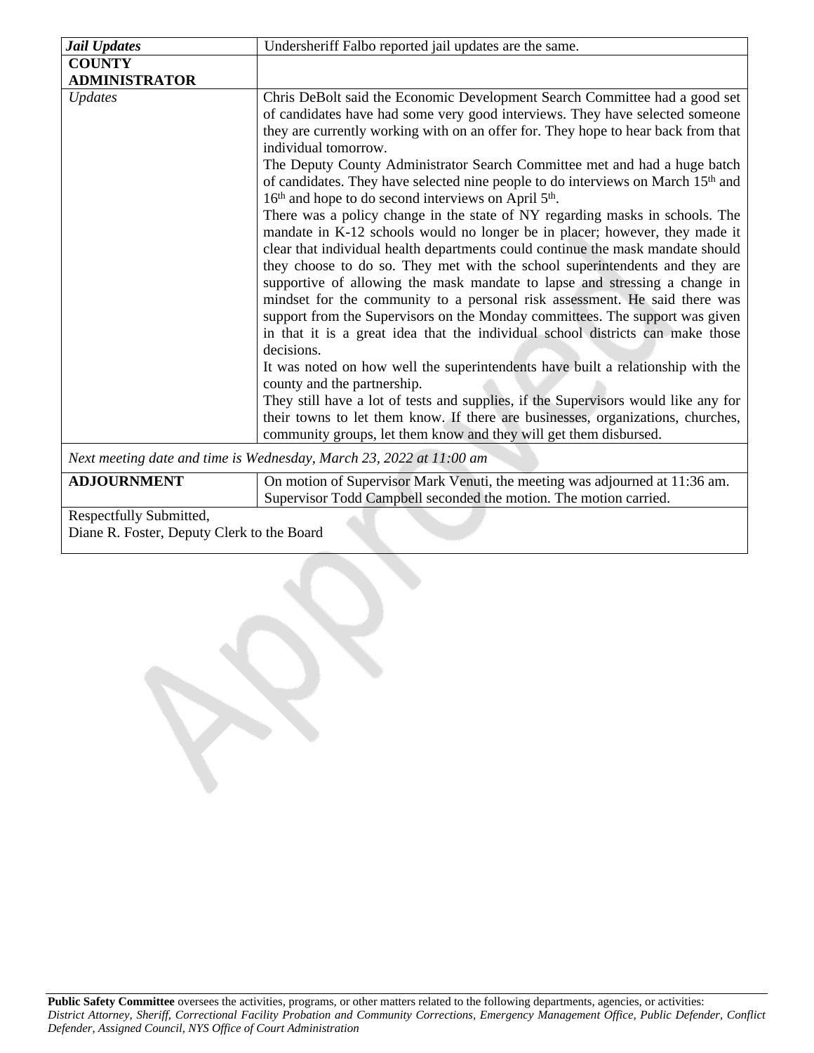| | |
|---|---|
| ***Jail Updates*** | Undersheriff Falbo reported jail updates are the same. |
| **COUNTY ADMINISTRATOR** | |
| *Updates* | Chris DeBolt said the Economic Development Search Committee had a good set of candidates have had some very good interviews. They have selected someone they are currently working with on an offer for. They hope to hear back from that individual tomorrow.<br>The Deputy County Administrator Search Committee met and had a huge batch of candidates. They have selected nine people to do interviews on March 15th and 16th and hope to do second interviews on April 5th.<br>There was a policy change in the state of NY regarding masks in schools. The mandate in K-12 schools would no longer be in placer; however, they made it clear that individual health departments could continue the mask mandate should they choose to do so. They met with the school superintendents and they are supportive of allowing the mask mandate to lapse and stressing a change in mindset for the community to a personal risk assessment. He said there was support from the Supervisors on the Monday committees. The support was given in that it is a great idea that the individual school districts can make those decisions.<br>It was noted on how well the superintendents have built a relationship with the county and the partnership.<br>They still have a lot of tests and supplies, if the Supervisors would like any for their towns to let them know. If there are businesses, organizations, churches, community groups, let them know and they will get them disbursed. |
| *Next meeting date and time is Wednesday, March 23, 2022 at 11:00 am* | |
| **ADJOURNMENT** | On motion of Supervisor Mark Venuti, the meeting was adjourned at 11:36 am. Supervisor Todd Campbell seconded the motion. The motion carried. |
| Respectfully Submitted,<br>Diane R. Foster, Deputy Clerk to the Board | |

**Public Safety Committee** oversees the activities, programs, or other matters related to the following departments, agencies, or activities: *District Attorney, Sheriff, Correctional Facility Probation and Community Corrections, Emergency Management Office, Public Defender, Conflict Defender, Assigned Council, NYS Office of Court Administration*